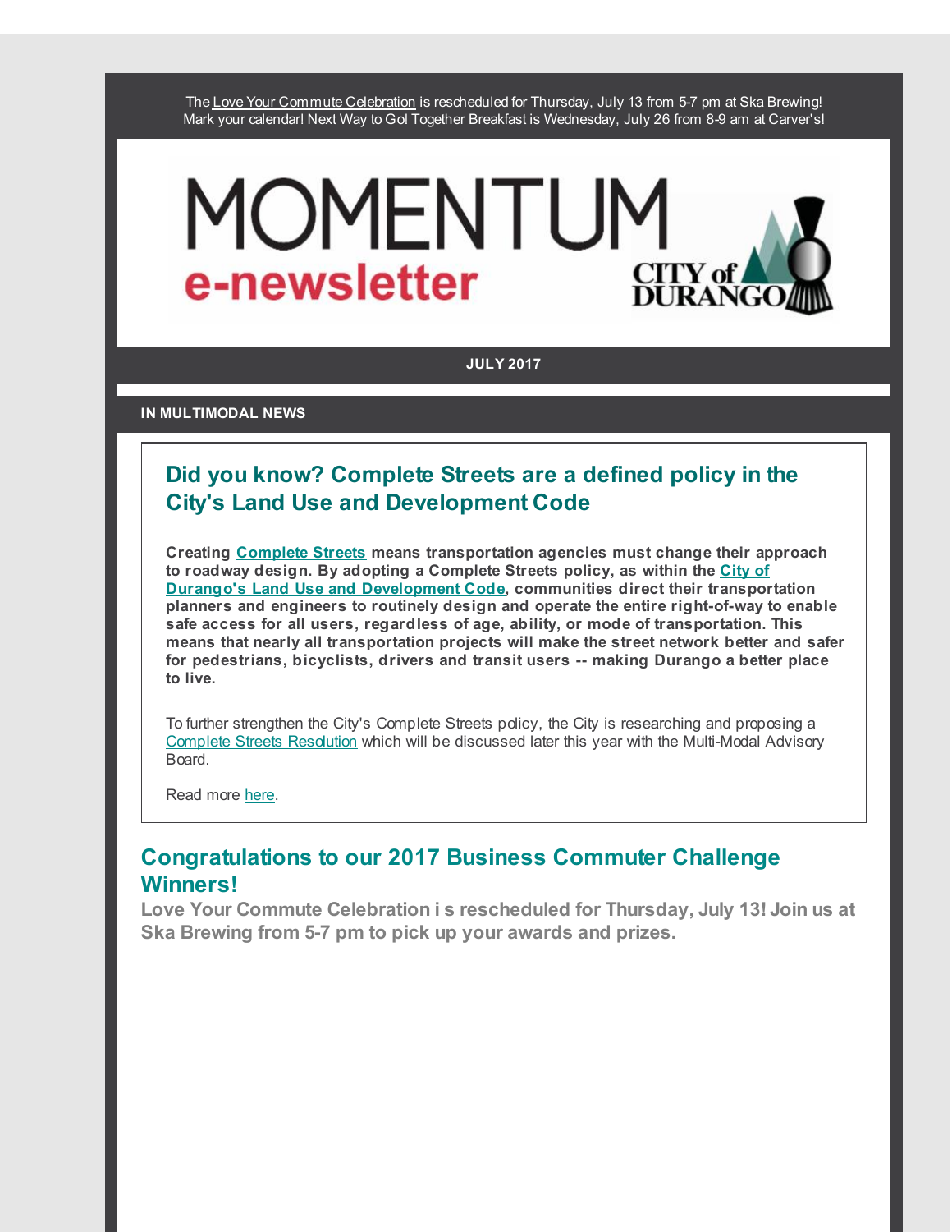The Love Your Commute Celebration is rescheduled for Thursday, July 13 from 5-7 pm at Ska Brewing!
Mark your calendar! Next Way to Go! Together Breakfast is Wednesday, July 26 from 8-9 am at Carver's!

# MOMENTUM e-newsletter

CITY of DURANGO

**JULY 2017**

**IN MULTIMODAL NEWS**

## Did you know? Complete Streets are a defined policy in the City's Land Use and Development Code

**Creating Complete Streets means transportation agencies must change their approach to roadway design. By adopting a Complete Streets policy, as within the City of Durango's Land Use and Development Code, communities direct their transportation planners and engineers to routinely design and operate the entire right-of-way to enable safe access for all users, regardless of age, ability, or mode of transportation. This means that nearly all transportation projects will make the street network better and safer for pedestrians, bicyclists, drivers and transit users -- making Durango a better place to live.**

To further strengthen the City's Complete Streets policy, the City is researching and proposing a Complete Streets Resolution which will be discussed later this year with the Multi-Modal Advisory Board.

Read more here.

## Congratulations to our 2017 Business Commuter Challenge Winners!

**Love Your Commute Celebration i s rescheduled for Thursday, July 13! Join us at Ska Brewing from 5-7 pm to pick up your awards and prizes.**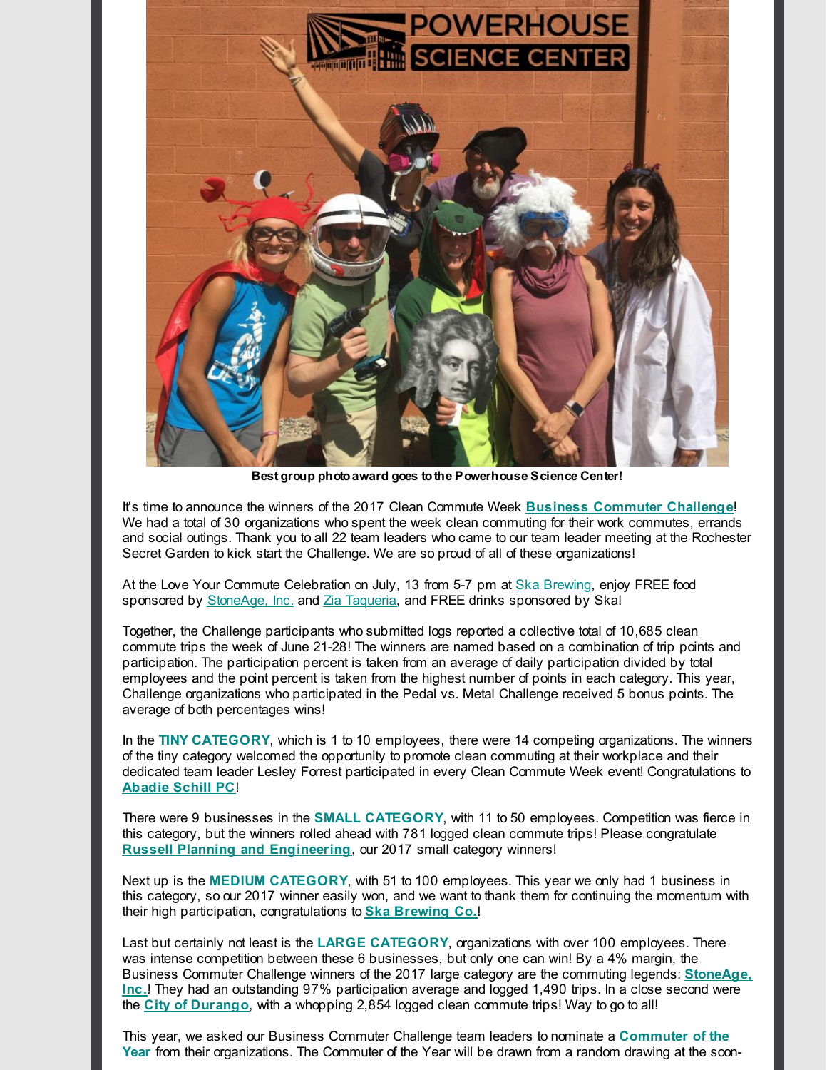**Best group photo award goes to the Powerhouse Science Center!**

It's time to announce the winners of the 2017 Clean Commute Week **Business Commuter Challenge**! We had a total of 30 organizations who spent the week clean commuting for their work commutes, errands and social outings. Thank you to all 22 team leaders who came to our team leader meeting at the Rochester Secret Garden to kick start the Challenge. We are so proud of all of these organizations!

At the Love Your Commute Celebration on July, 13 from 5-7 pm at Ska Brewing, enjoy FREE food sponsored by StoneAge, Inc. and Zia Taqueria, and FREE drinks sponsored by Ska!

Together, the Challenge participants who submitted logs reported a collective total of 10,685 clean commute trips the week of June 21-28! The winners are named based on a combination of trip points and participation. The participation percent is taken from an average of daily participation divided by total employees and the point percent is taken from the highest number of points in each category. This year, Challenge organizations who participated in the Pedal vs. Metal Challenge received 5 bonus points. The average of both percentages wins!

In the **TINY CATEGORY**, which is 1 to 10 employees, there were 14 competing organizations. The winners of the tiny category welcomed the opportunity to promote clean commuting at their workplace and their dedicated team leader Lesley Forrest participated in every Clean Commute Week event! Congratulations to **Abadie Schill PC**!

There were 9 businesses in the **SMALL CATEGORY**, with 11 to 50 employees. Competition was fierce in this category, but the winners rolled ahead with 781 logged clean commute trips! Please congratulate **Russell Planning and Engineering**, our 2017 small category winners!

Next up is the **MEDIUM CATEGORY**, with 51 to 100 employees. This year we only had 1 business in this category, so our 2017 winner easily won, and we want to thank them for continuing the momentum with their high participation, congratulations to **Ska Brewing Co.**!

Last but certainly not least is the **LARGE CATEGORY**, organizations with over 100 employees. There was intense competition between these 6 businesses, but only one can win! By a 4% margin, the Business Commuter Challenge winners of the 2017 large category are the commuting legends: **StoneAge, Inc.**! They had an outstanding 97% participation average and logged 1,490 trips. In a close second were the **City of Durango**, with a whopping 2,854 logged clean commute trips! Way to go to all!

This year, we asked our Business Commuter Challenge team leaders to nominate a **Commuter of the Year** from their organizations. The Commuter of the Year will be drawn from a random drawing at the soon-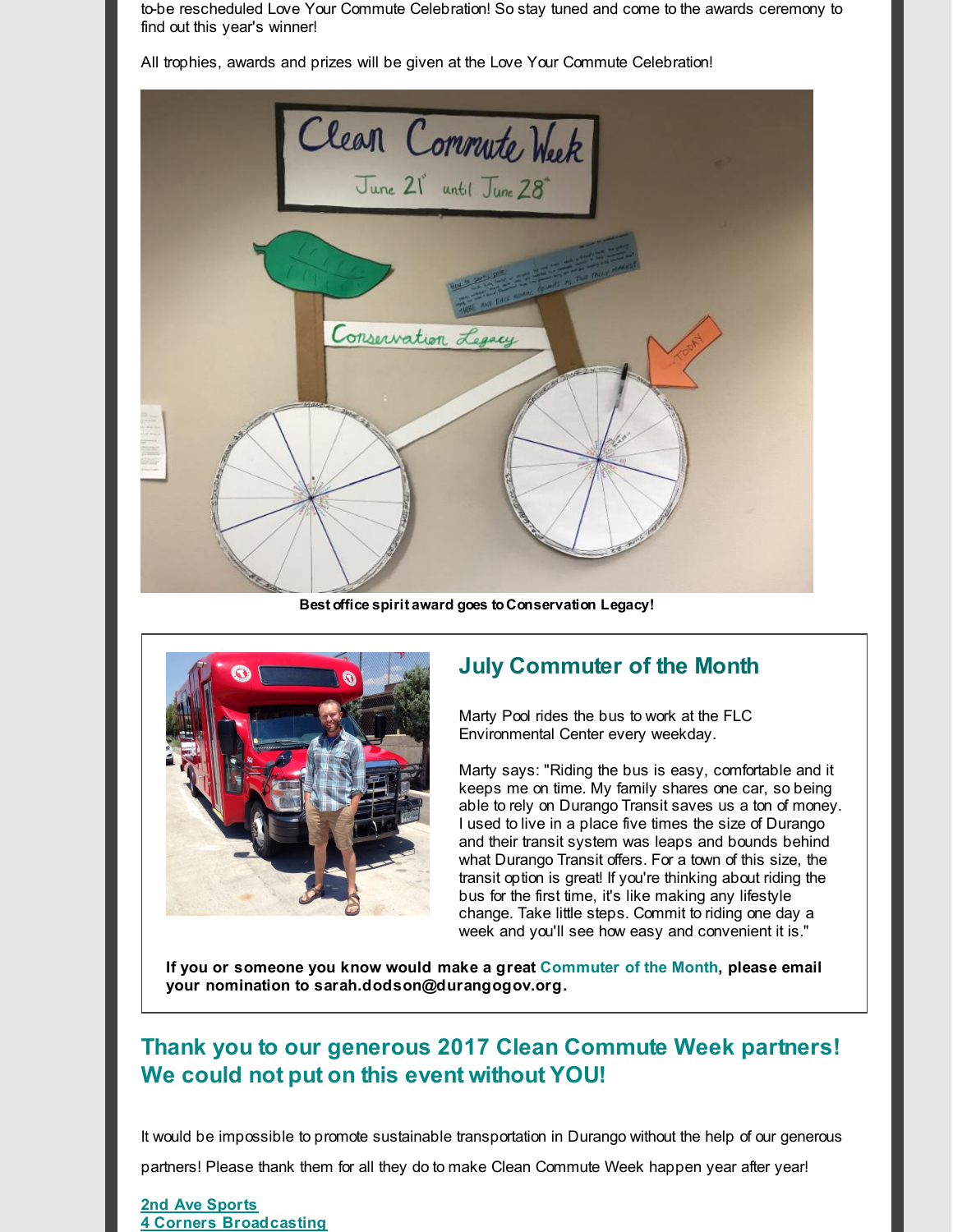to-be rescheduled Love Your Commute Celebration! So stay tuned and come to the awards ceremony to find out this year's winner!

All trophies, awards and prizes will be given at the Love Your Commute Celebration!

**Best office spirit award goes to Conservation Legacy!**

## July Commuter of the Month

Marty Pool rides the bus to work at the FLC Environmental Center every weekday.

Marty says: "Riding the bus is easy, comfortable and it keeps me on time. My family shares one car, so being able to rely on Durango Transit saves us a ton of money. I used to live in a place five times the size of Durango and their transit system was leaps and bounds behind what Durango Transit offers. For a town of this size, the transit option is great! If you're thinking about riding the bus for the first time, it's like making any lifestyle change. Take little steps. Commit to riding one day a week and you'll see how easy and convenient it is."

**If you or someone you know would make a great Commuter of the Month, please email your nomination to sarah.dodson@durangogov.org.**

## Thank you to our generous 2017 Clean Commute Week partners! We could not put on this event without YOU!

It would be impossible to promote sustainable transportation in Durango without the help of our generous partners! Please thank them for all they do to make Clean Commute Week happen year after year!

**2nd Ave Sports**
**4 Corners Broadcasting**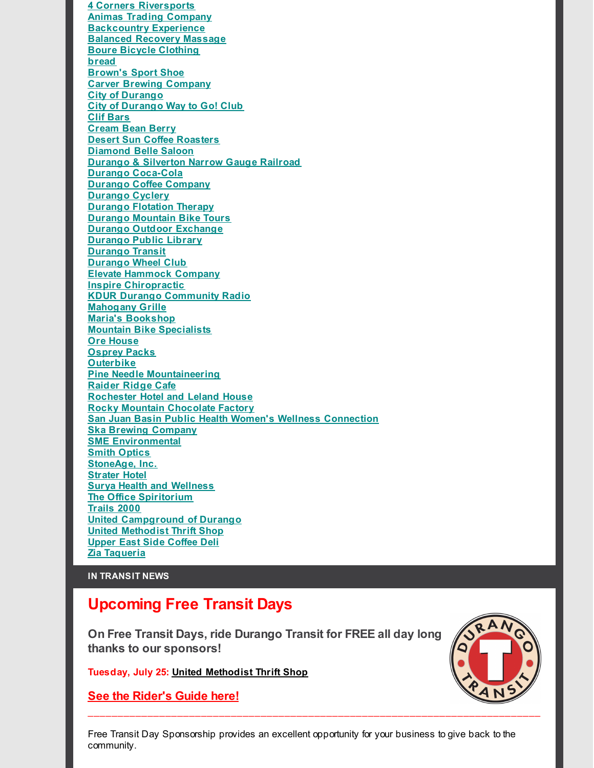4 Corners Riversports
Animas Trading Company
Backcountry Experience
Balanced Recovery Massage
Boure Bicycle Clothing
bread
Brown's Sport Shoe
Carver Brewing Company
City of Durango
City of Durango Way to Go! Club
Clif Bars
Cream Bean Berry
Desert Sun Coffee Roasters
Diamond Belle Saloon
Durango & Silverton Narrow Gauge Railroad
Durango Coca-Cola
Durango Coffee Company
Durango Cyclery
Durango Flotation Therapy
Durango Mountain Bike Tours
Durango Outdoor Exchange
Durango Public Library
Durango Transit
Durango Wheel Club
Elevate Hammock Company
Inspire Chiropractic
KDUR Durango Community Radio
Mahogany Grille
Maria's Bookshop
Mountain Bike Specialists
Ore House
Osprey Packs
Outerbike
Pine Needle Mountaineering
Raider Ridge Cafe
Rochester Hotel and Leland House
Rocky Mountain Chocolate Factory
San Juan Basin Public Health Women's Wellness Connection
Ska Brewing Company
SME Environmental
Smith Optics
StoneAge, Inc.
Strater Hotel
Surya Health and Wellness
The Office Spiritorium
Trails 2000
United Campground of Durango
United Methodist Thrift Shop
Upper East Side Coffee Deli
Zia Taqueria

**IN TRANSIT NEWS**

# Upcoming Free Transit Days

**On Free Transit Days, ride Durango Transit for FREE all day long thanks to our sponsors!**

**Tuesday, July 25: United Methodist Thrift Shop**

**See the Rider's Guide here!**

---

Free Transit Day Sponsorship provides an excellent opportunity for your business to give back to the community.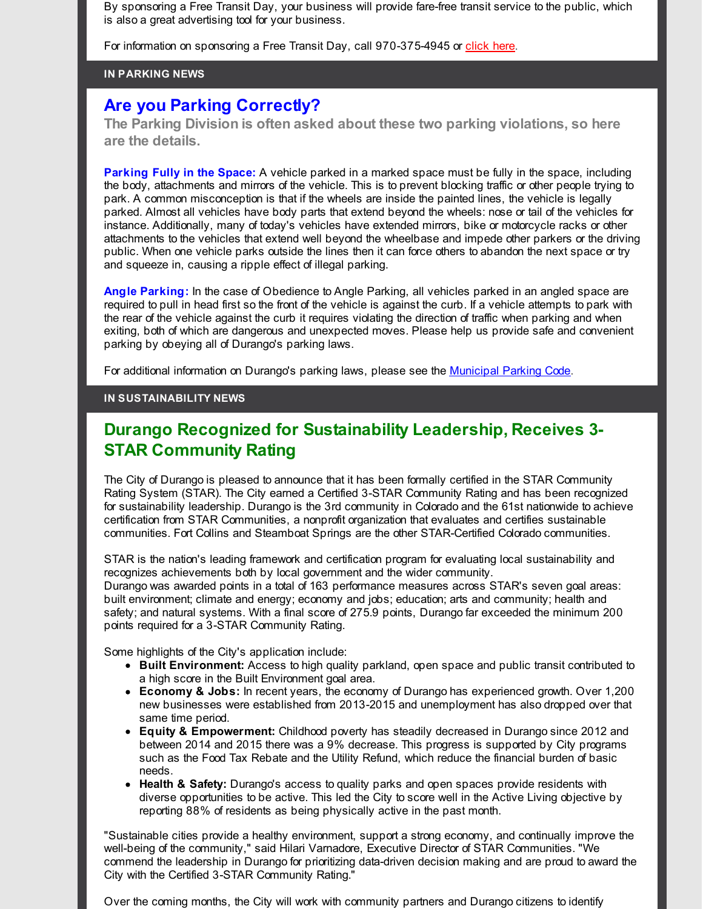By sponsoring a Free Transit Day, your business will provide fare-free transit service to the public, which is also a great advertising tool for your business.

For information on sponsoring a Free Transit Day, call 970-375-4945 or click here.

IN PARKING NEWS

## Are you Parking Correctly?

### The Parking Division is often asked about these two parking violations, so here are the details.

**Parking Fully in the Space:** A vehicle parked in a marked space must be fully in the space, including the body, attachments and mirrors of the vehicle. This is to prevent blocking traffic or other people trying to park. A common misconception is that if the wheels are inside the painted lines, the vehicle is legally parked. Almost all vehicles have body parts that extend beyond the wheels: nose or tail of the vehicles for instance. Additionally, many of today's vehicles have extended mirrors, bike or motorcycle racks or other attachments to the vehicles that extend well beyond the wheelbase and impede other parkers or the driving public. When one vehicle parks outside the lines then it can force others to abandon the next space or try and squeeze in, causing a ripple effect of illegal parking.

**Angle Parking:** In the case of Obedience to Angle Parking, all vehicles parked in an angled space are required to pull in head first so the front of the vehicle is against the curb. If a vehicle attempts to park with the rear of the vehicle against the curb it requires violating the direction of traffic when parking and when exiting, both of which are dangerous and unexpected moves. Please help us provide safe and convenient parking by obeying all of Durango's parking laws.

For additional information on Durango's parking laws, please see the Municipal Parking Code.

IN SUSTAINABILITY NEWS

## Durango Recognized for Sustainability Leadership, Receives 3-STAR Community Rating

The City of Durango is pleased to announce that it has been formally certified in the STAR Community Rating System (STAR). The City earned a Certified 3-STAR Community Rating and has been recognized for sustainability leadership. Durango is the 3rd community in Colorado and the 61st nationwide to achieve certification from STAR Communities, a nonprofit organization that evaluates and certifies sustainable communities. Fort Collins and Steamboat Springs are the other STAR-Certified Colorado communities.

STAR is the nation's leading framework and certification program for evaluating local sustainability and recognizes achievements both by local government and the wider community.
Durango was awarded points in a total of 163 performance measures across STAR's seven goal areas: built environment; climate and energy; economy and jobs; education; arts and community; health and safety; and natural systems. With a final score of 275.9 points, Durango far exceeded the minimum 200 points required for a 3-STAR Community Rating.

Some highlights of the City's application include:

- **Built Environment:** Access to high quality parkland, open space and public transit contributed to a high score in the Built Environment goal area.
- **Economy & Jobs:** In recent years, the economy of Durango has experienced growth. Over 1,200 new businesses were established from 2013-2015 and unemployment has also dropped over that same time period.
- **Equity & Empowerment:** Childhood poverty has steadily decreased in Durango since 2012 and between 2014 and 2015 there was a 9% decrease. This progress is supported by City programs such as the Food Tax Rebate and the Utility Refund, which reduce the financial burden of basic needs.
- **Health & Safety:** Durango's access to quality parks and open spaces provide residents with diverse opportunities to be active. This led the City to score well in the Active Living objective by reporting 88% of residents as being physically active in the past month.

"Sustainable cities provide a healthy environment, support a strong economy, and continually improve the well-being of the community," said Hilari Varnadore, Executive Director of STAR Communities. "We commend the leadership in Durango for prioritizing data-driven decision making and are proud to award the City with the Certified 3-STAR Community Rating."

Over the coming months, the City will work with community partners and Durango citizens to identify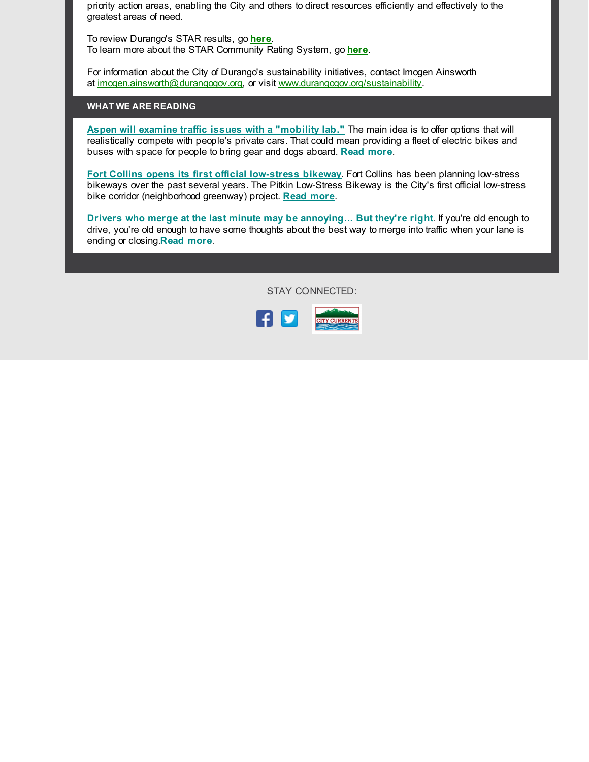priority action areas, enabling the City and others to direct resources efficiently and effectively to the greatest areas of need.

To review Durango's STAR results, go **here**.
To learn more about the STAR Community Rating System, go **here**.

For information about the City of Durango's sustainability initiatives, contact Imogen Ainsworth at imogen.ainsworth@durangogov.org, or visit www.durangogov.org/sustainability.

## WHAT WE ARE READING

**Aspen will examine traffic issues with a "mobility lab."** The main idea is to offer options that will realistically compete with people's private cars. That could mean providing a fleet of electric bikes and buses with space for people to bring gear and dogs aboard. **Read more**.

**Fort Collins opens its first official low-stress bikeway**. Fort Collins has been planning low-stress bikeways over the past several years. The Pitkin Low-Stress Bikeway is the City's first official low-stress bike corridor (neighborhood greenway) project. **Read more**.

**Drivers who merge at the last minute may be annoying... But they're right**. If you're old enough to drive, you're old enough to have some thoughts about the best way to merge into traffic when your lane is ending or closing.**Read more**.

STAY CONNECTED: